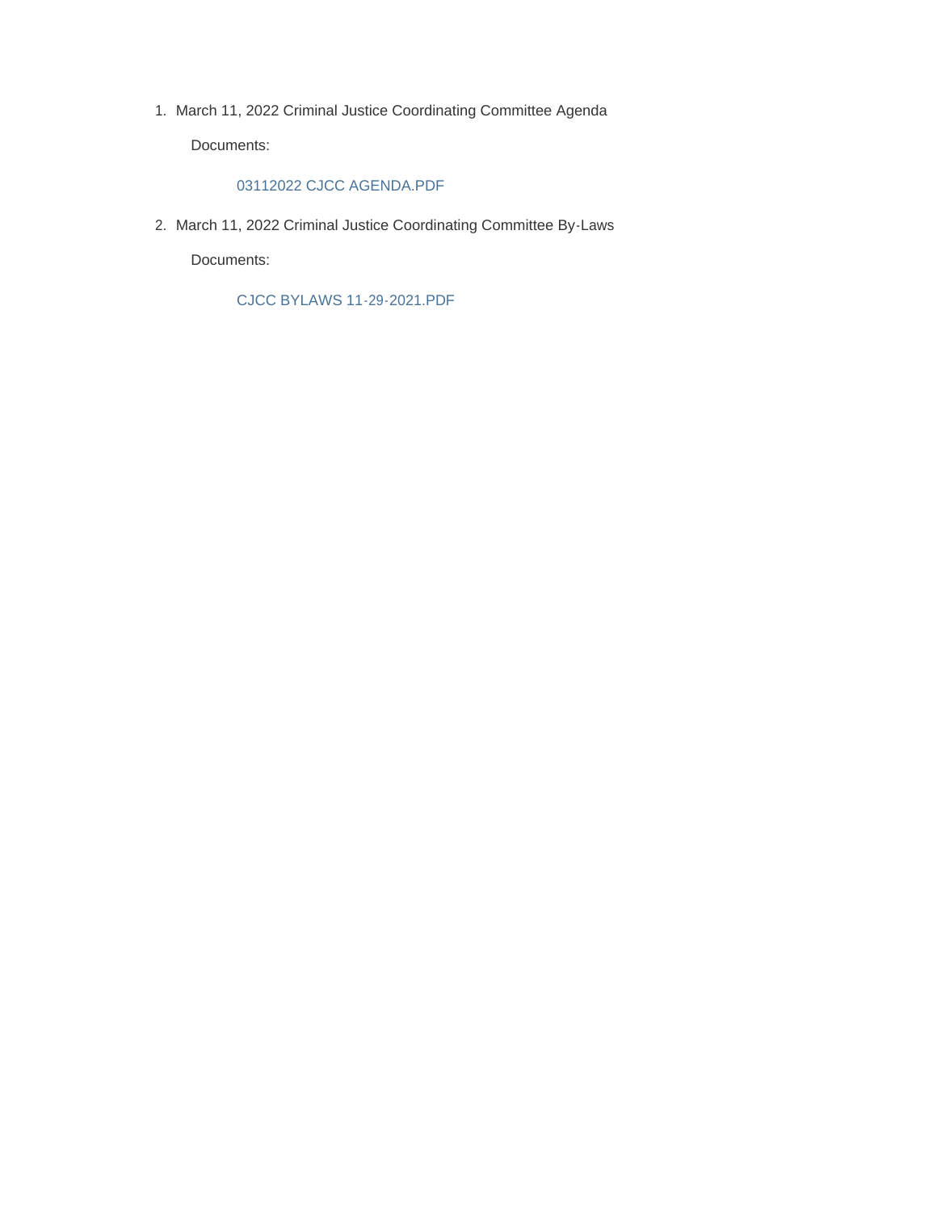1. March 11, 2022 Criminal Justice Coordinating Committee Agenda

   Documents:

      03112022 CJCC AGENDA.PDF

2. March 11, 2022 Criminal Justice Coordinating Committee By-Laws

   Documents:

      CJCC BYLAWS 11-29-2021.PDF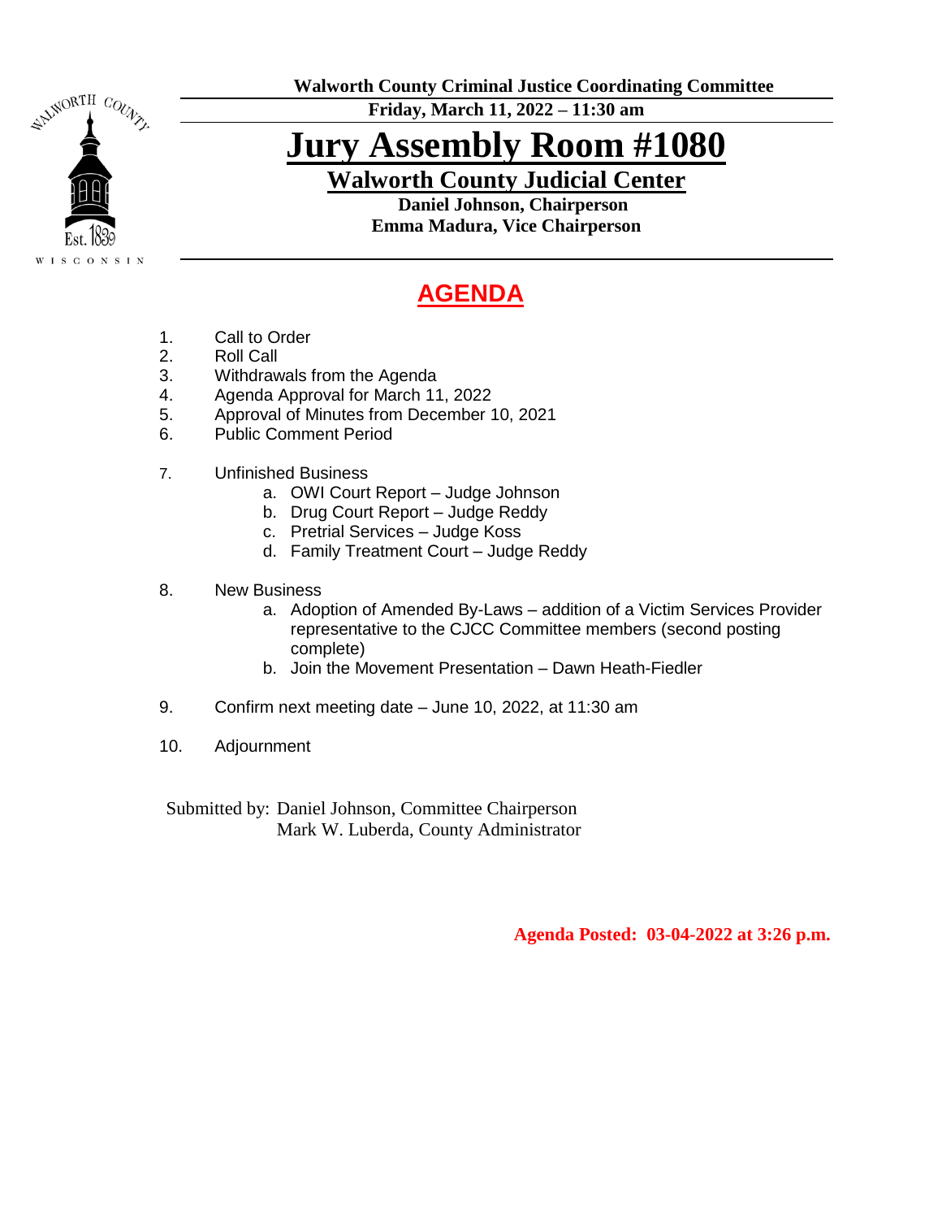**Walworth County Criminal Justice Coordinating Committee**

**Friday, March 11, 2022 – 11:30 am**

# Jury Assembly Room #1080

## Walworth County Judicial Center

**Daniel Johnson, Chairperson**
**Emma Madura, Vice Chairperson**

## AGENDA

1. Call to Order
2. Roll Call
3. Withdrawals from the Agenda
4. Agenda Approval for March 11, 2022
5. Approval of Minutes from December 10, 2021
6. Public Comment Period
7. Unfinished Business
   a. OWI Court Report – Judge Johnson
   b. Drug Court Report – Judge Reddy
   c. Pretrial Services – Judge Koss
   d. Family Treatment Court – Judge Reddy
8. New Business
   a. Adoption of Amended By-Laws – addition of a Victim Services Provider representative to the CJCC Committee members (second posting complete)
   b. Join the Movement Presentation – Dawn Heath-Fiedler
9. Confirm next meeting date – June 10, 2022, at 11:30 am
10. Adjournment

Submitted by: Daniel Johnson, Committee Chairperson
Mark W. Luberda, County Administrator

**Agenda Posted: 03-04-2022 at 3:26 p.m.**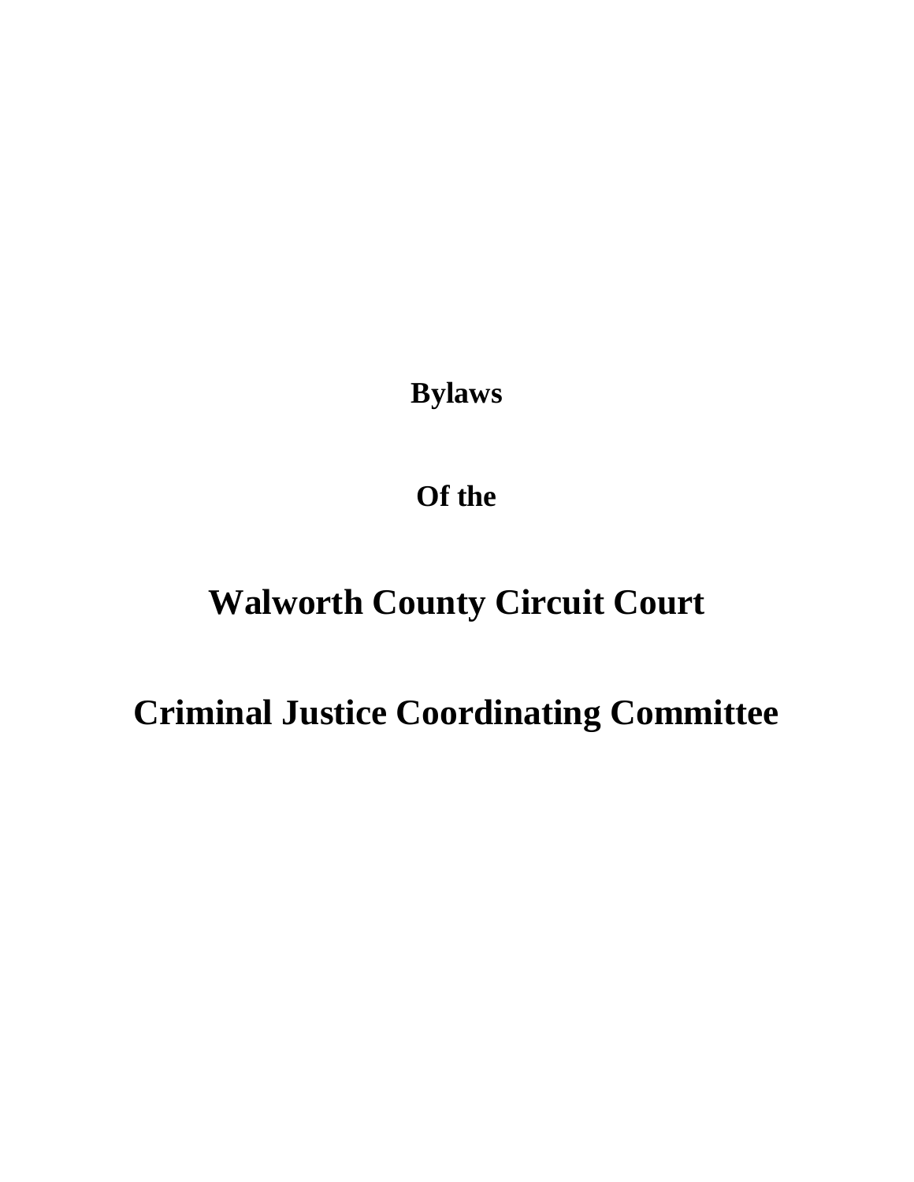**Bylaws**

**Of the**

# Walworth County Circuit Court

# Criminal Justice Coordinating Committee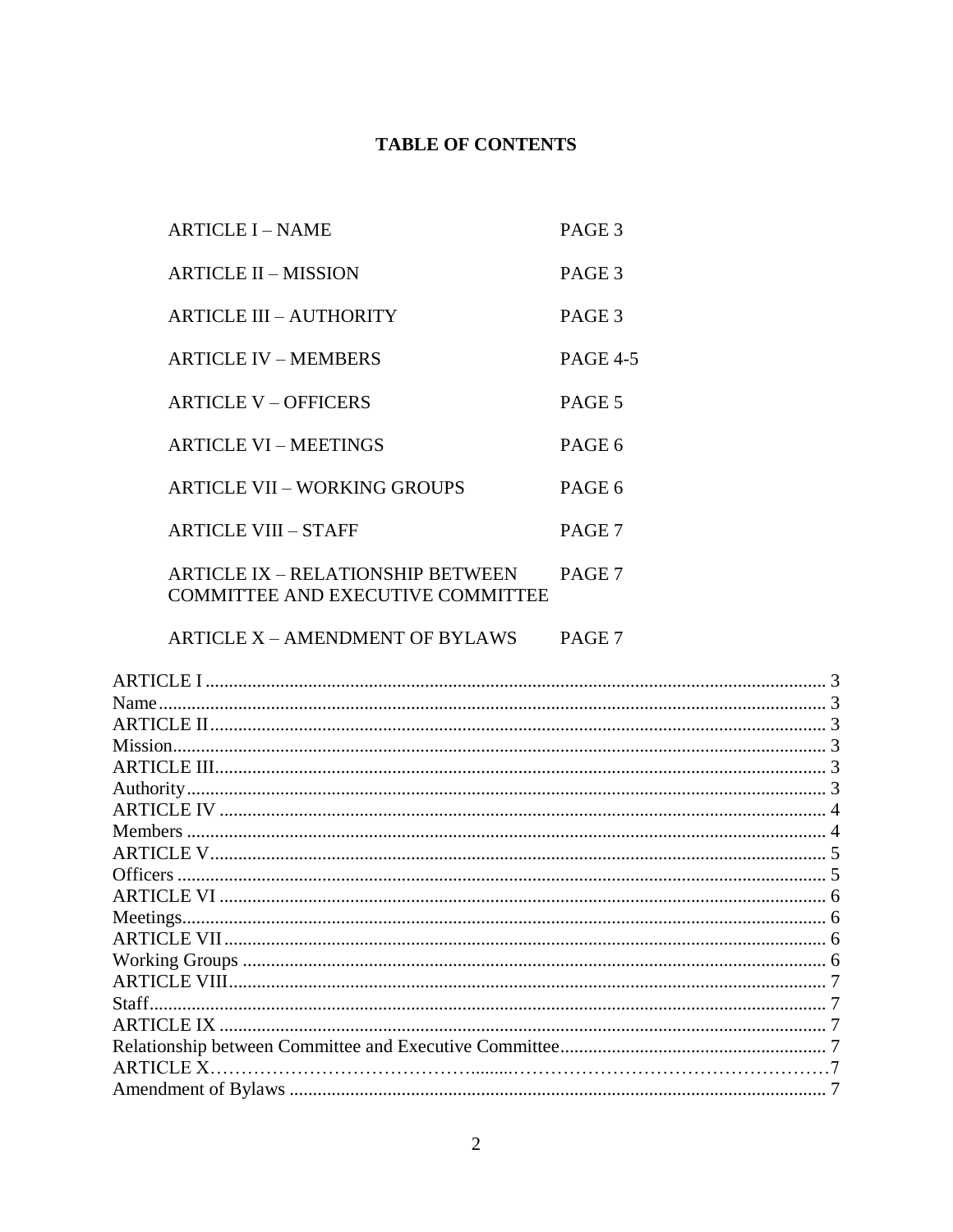# TABLE OF CONTENTS

| | |
|---|---|
| ARTICLE I – NAME | PAGE 3 |
| ARTICLE II – MISSION | PAGE 3 |
| ARTICLE III – AUTHORITY | PAGE 3 |
| ARTICLE IV – MEMBERS | PAGE 4-5 |
| ARTICLE V – OFFICERS | PAGE 5 |
| ARTICLE VI – MEETINGS | PAGE 6 |
| ARTICLE VII – WORKING GROUPS | PAGE 6 |
| ARTICLE VIII – STAFF | PAGE 7 |
| ARTICLE IX – RELATIONSHIP BETWEEN COMMITTEE AND EXECUTIVE COMMITTEE | PAGE 7 |
| ARTICLE X – AMENDMENT OF BYLAWS | PAGE 7 |

ARTICLE I .................................................................................................................. 3
Name.......................................................................................................................... 3
ARTICLE II................................................................................................................ 3
Mission....................................................................................................................... 3
ARTICLE III............................................................................................................... 3
Authority..................................................................................................................... 3
ARTICLE IV .............................................................................................................. 4
Members ..................................................................................................................... 4
ARTICLE V................................................................................................................. 5
Officers ....................................................................................................................... 5
ARTICLE VI ............................................................................................................... 6
Meetings...................................................................................................................... 6
ARTICLE VII.............................................................................................................. 6
Working Groups .......................................................................................................... 6
ARTICLE VIII............................................................................................................. 7
Staff............................................................................................................................. 7
ARTICLE IX ............................................................................................................... 7
Relationship between Committee and Executive Committee....................................... 7
ARTICLE X……………………………………......……………………………………………7
Amendment of Bylaws ................................................................................................. 7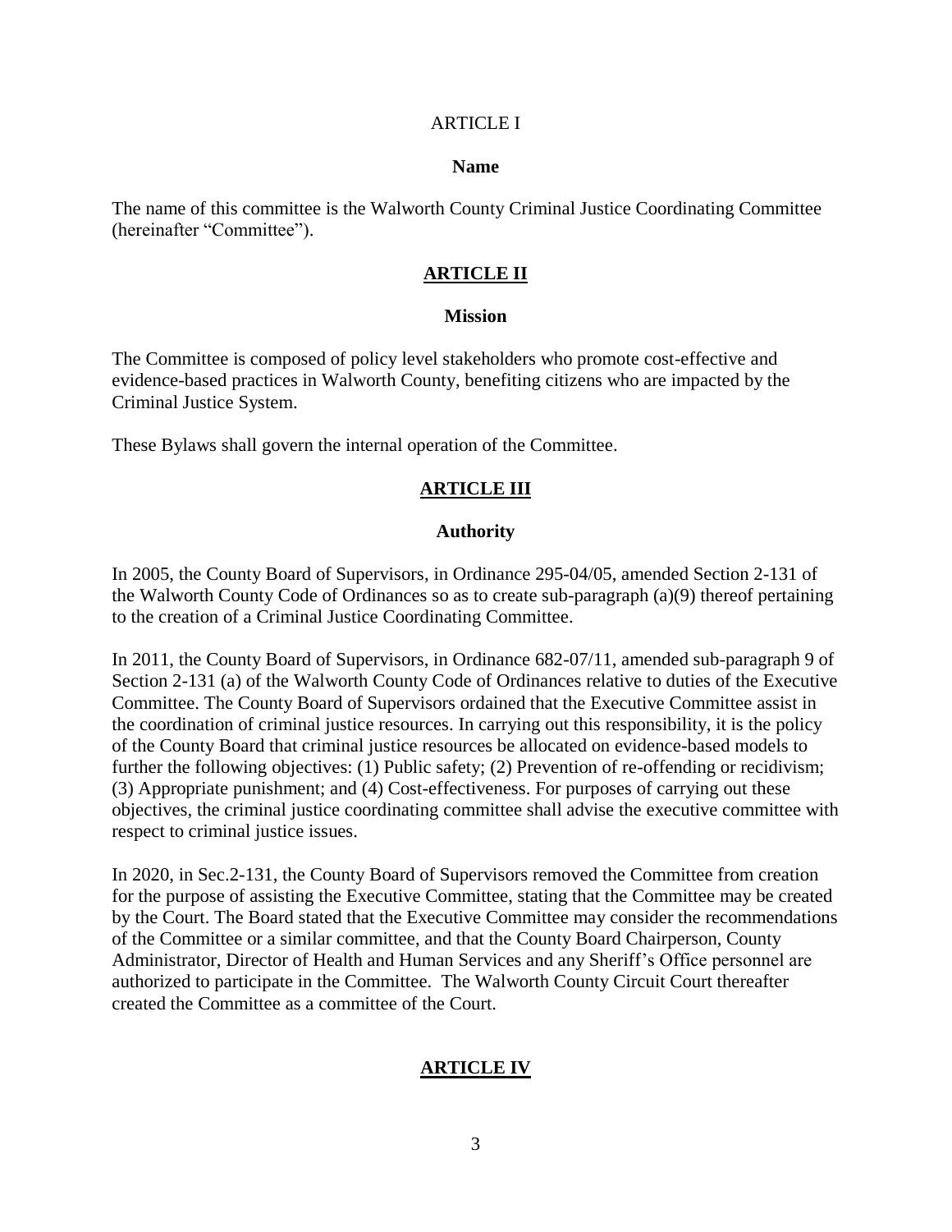ARTICLE I

**Name**

The name of this committee is the Walworth County Criminal Justice Coordinating Committee (hereinafter "Committee").

## ARTICLE II

**Mission**

The Committee is composed of policy level stakeholders who promote cost-effective and evidence-based practices in Walworth County, benefiting citizens who are impacted by the Criminal Justice System.

These Bylaws shall govern the internal operation of the Committee.

## ARTICLE III

**Authority**

In 2005, the County Board of Supervisors, in Ordinance 295-04/05, amended Section 2-131 of the Walworth County Code of Ordinances so as to create sub-paragraph (a)(9) thereof pertaining to the creation of a Criminal Justice Coordinating Committee.

In 2011, the County Board of Supervisors, in Ordinance 682-07/11, amended sub-paragraph 9 of Section 2-131 (a) of the Walworth County Code of Ordinances relative to duties of the Executive Committee. The County Board of Supervisors ordained that the Executive Committee assist in the coordination of criminal justice resources. In carrying out this responsibility, it is the policy of the County Board that criminal justice resources be allocated on evidence-based models to further the following objectives: (1) Public safety; (2) Prevention of re-offending or recidivism; (3) Appropriate punishment; and (4) Cost-effectiveness. For purposes of carrying out these objectives, the criminal justice coordinating committee shall advise the executive committee with respect to criminal justice issues.

In 2020, in Sec.2-131, the County Board of Supervisors removed the Committee from creation for the purpose of assisting the Executive Committee, stating that the Committee may be created by the Court. The Board stated that the Executive Committee may consider the recommendations of the Committee or a similar committee, and that the County Board Chairperson, County Administrator, Director of Health and Human Services and any Sheriff's Office personnel are authorized to participate in the Committee. The Walworth County Circuit Court thereafter created the Committee as a committee of the Court.

## ARTICLE IV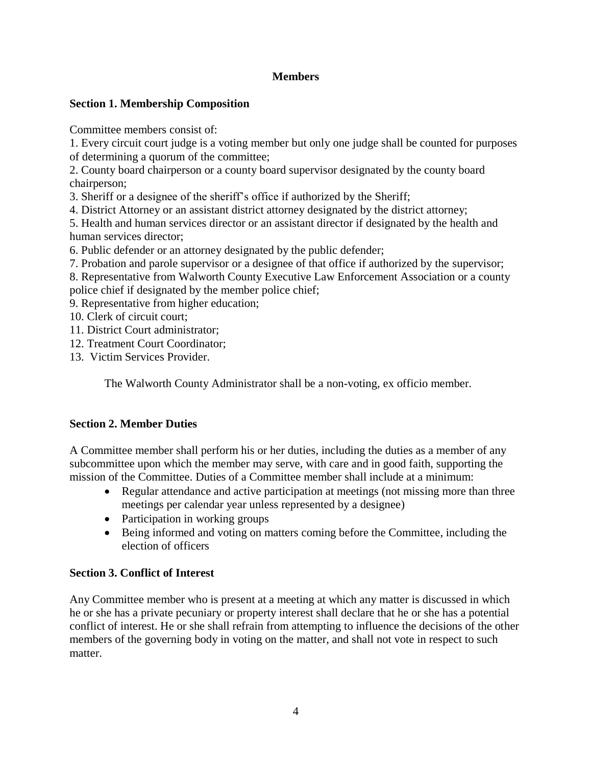## Members

### Section 1. Membership Composition

Committee members consist of:

1. Every circuit court judge is a voting member but only one judge shall be counted for purposes of determining a quorum of the committee;
2. County board chairperson or a county board supervisor designated by the county board chairperson;
3. Sheriff or a designee of the sheriff's office if authorized by the Sheriff;
4. District Attorney or an assistant district attorney designated by the district attorney;
5. Health and human services director or an assistant director if designated by the health and human services director;
6. Public defender or an attorney designated by the public defender;
7. Probation and parole supervisor or a designee of that office if authorized by the supervisor;
8. Representative from Walworth County Executive Law Enforcement Association or a county police chief if designated by the member police chief;
9. Representative from higher education;
10. Clerk of circuit court;
11. District Court administrator;
12. Treatment Court Coordinator;
13. Victim Services Provider.

The Walworth County Administrator shall be a non-voting, ex officio member.

### Section 2. Member Duties

A Committee member shall perform his or her duties, including the duties as a member of any subcommittee upon which the member may serve, with care and in good faith, supporting the mission of the Committee. Duties of a Committee member shall include at a minimum:

- Regular attendance and active participation at meetings (not missing more than three meetings per calendar year unless represented by a designee)
- Participation in working groups
- Being informed and voting on matters coming before the Committee, including the election of officers

### Section 3. Conflict of Interest

Any Committee member who is present at a meeting at which any matter is discussed in which he or she has a private pecuniary or property interest shall declare that he or she has a potential conflict of interest. He or she shall refrain from attempting to influence the decisions of the other members of the governing body in voting on the matter, and shall not vote in respect to such matter.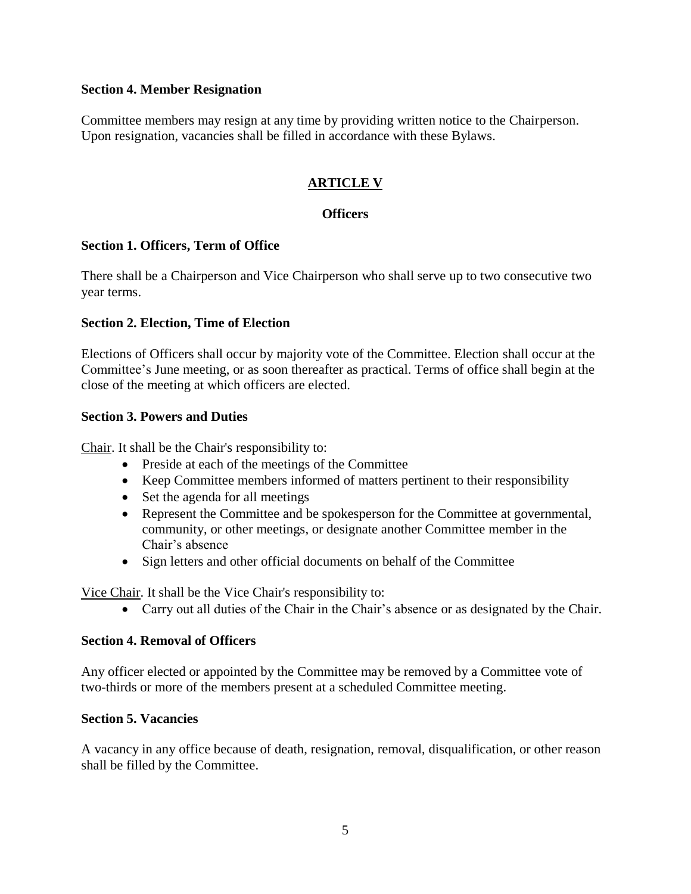### Section 4. Member Resignation

Committee members may resign at any time by providing written notice to the Chairperson. Upon resignation, vacancies shall be filled in accordance with these Bylaws.

## ARTICLE V

## Officers

### Section 1. Officers, Term of Office

There shall be a Chairperson and Vice Chairperson who shall serve up to two consecutive two year terms.

### Section 2. Election, Time of Election

Elections of Officers shall occur by majority vote of the Committee. Election shall occur at the Committee's June meeting, or as soon thereafter as practical. Terms of office shall begin at the close of the meeting at which officers are elected.

### Section 3. Powers and Duties

Chair. It shall be the Chair's responsibility to:

- Preside at each of the meetings of the Committee
- Keep Committee members informed of matters pertinent to their responsibility
- Set the agenda for all meetings
- Represent the Committee and be spokesperson for the Committee at governmental, community, or other meetings, or designate another Committee member in the Chair's absence
- Sign letters and other official documents on behalf of the Committee

Vice Chair. It shall be the Vice Chair's responsibility to:

- Carry out all duties of the Chair in the Chair's absence or as designated by the Chair.

### Section 4. Removal of Officers

Any officer elected or appointed by the Committee may be removed by a Committee vote of two-thirds or more of the members present at a scheduled Committee meeting.

### Section 5. Vacancies

A vacancy in any office because of death, resignation, removal, disqualification, or other reason shall be filled by the Committee.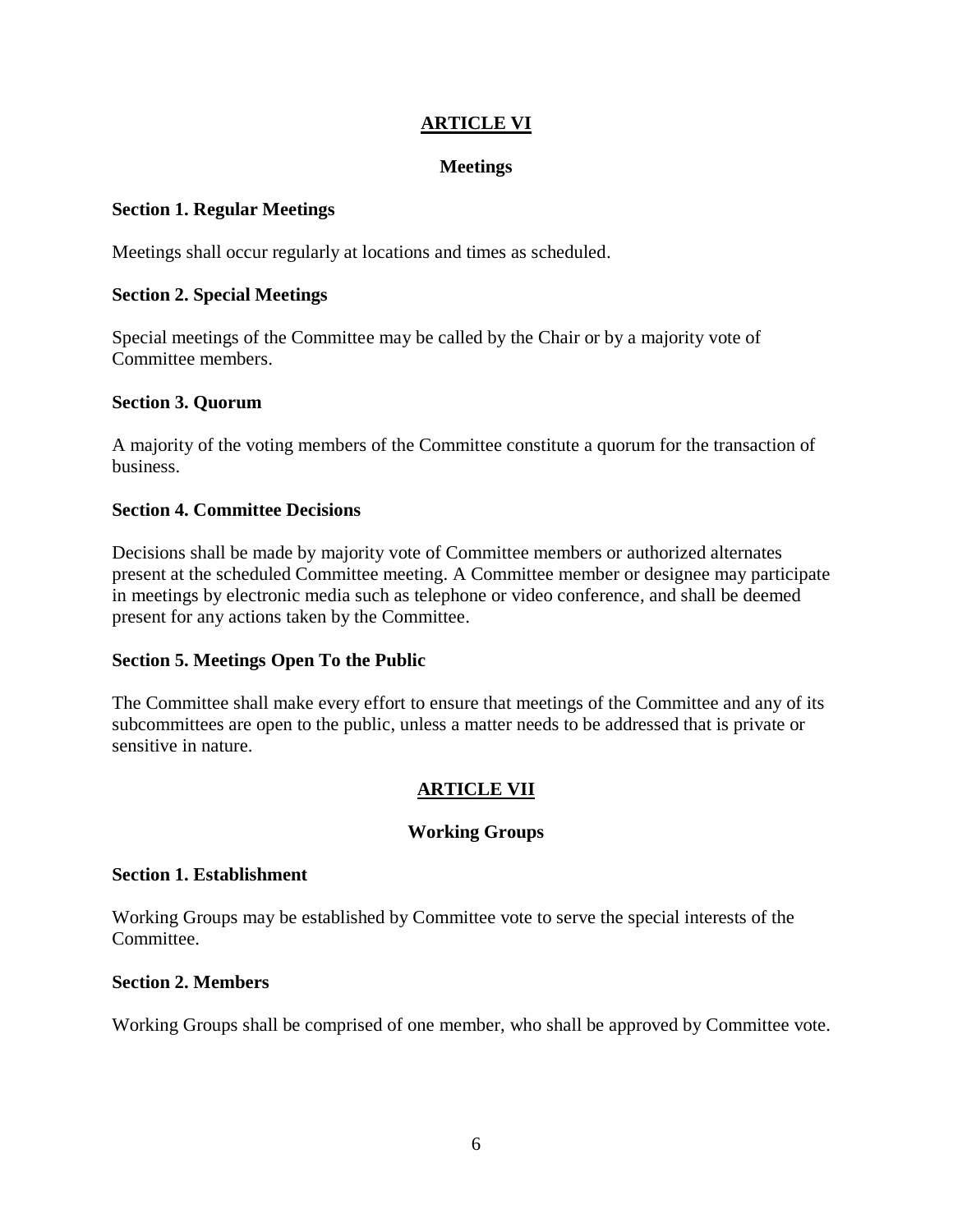## ARTICLE VI

### Meetings

**Section 1. Regular Meetings**

Meetings shall occur regularly at locations and times as scheduled.

**Section 2. Special Meetings**

Special meetings of the Committee may be called by the Chair or by a majority vote of Committee members.

**Section 3. Quorum**

A majority of the voting members of the Committee constitute a quorum for the transaction of business.

**Section 4. Committee Decisions**

Decisions shall be made by majority vote of Committee members or authorized alternates present at the scheduled Committee meeting. A Committee member or designee may participate in meetings by electronic media such as telephone or video conference, and shall be deemed present for any actions taken by the Committee.

**Section 5. Meetings Open To the Public**

The Committee shall make every effort to ensure that meetings of the Committee and any of its subcommittees are open to the public, unless a matter needs to be addressed that is private or sensitive in nature.

## ARTICLE VII

### Working Groups

**Section 1. Establishment**

Working Groups may be established by Committee vote to serve the special interests of the Committee.

**Section 2. Members**

Working Groups shall be comprised of one member, who shall be approved by Committee vote.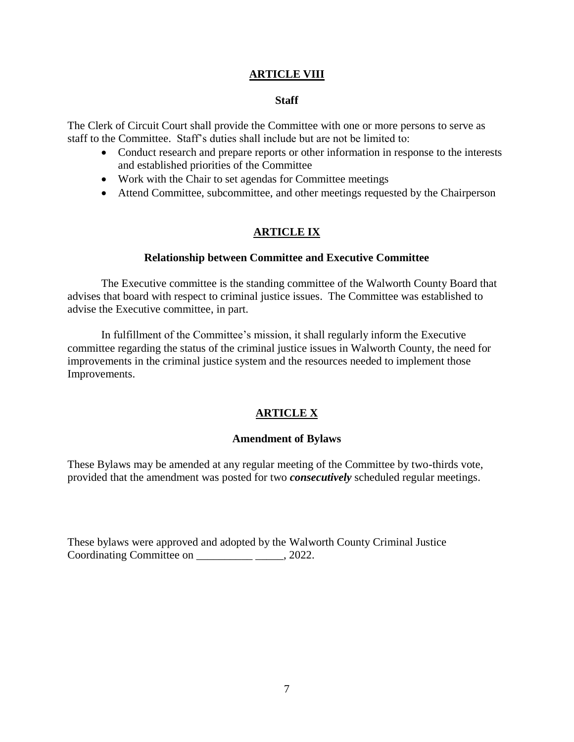## **ARTICLE VIII**

### Staff

The Clerk of Circuit Court shall provide the Committee with one or more persons to serve as staff to the Committee. Staff's duties shall include but are not be limited to:

- Conduct research and prepare reports or other information in response to the interests and established priorities of the Committee
- Work with the Chair to set agendas for Committee meetings
- Attend Committee, subcommittee, and other meetings requested by the Chairperson

## **ARTICLE IX**

### Relationship between Committee and Executive Committee

The Executive committee is the standing committee of the Walworth County Board that advises that board with respect to criminal justice issues. The Committee was established to advise the Executive committee, in part.

In fulfillment of the Committee's mission, it shall regularly inform the Executive committee regarding the status of the criminal justice issues in Walworth County, the need for improvements in the criminal justice system and the resources needed to implement those Improvements.

## **ARTICLE X**

### Amendment of Bylaws

These Bylaws may be amended at any regular meeting of the Committee by two-thirds vote, provided that the amendment was posted for two ***consecutively*** scheduled regular meetings.

These bylaws were approved and adopted by the Walworth County Criminal Justice Coordinating Committee on __________ _____, 2022.